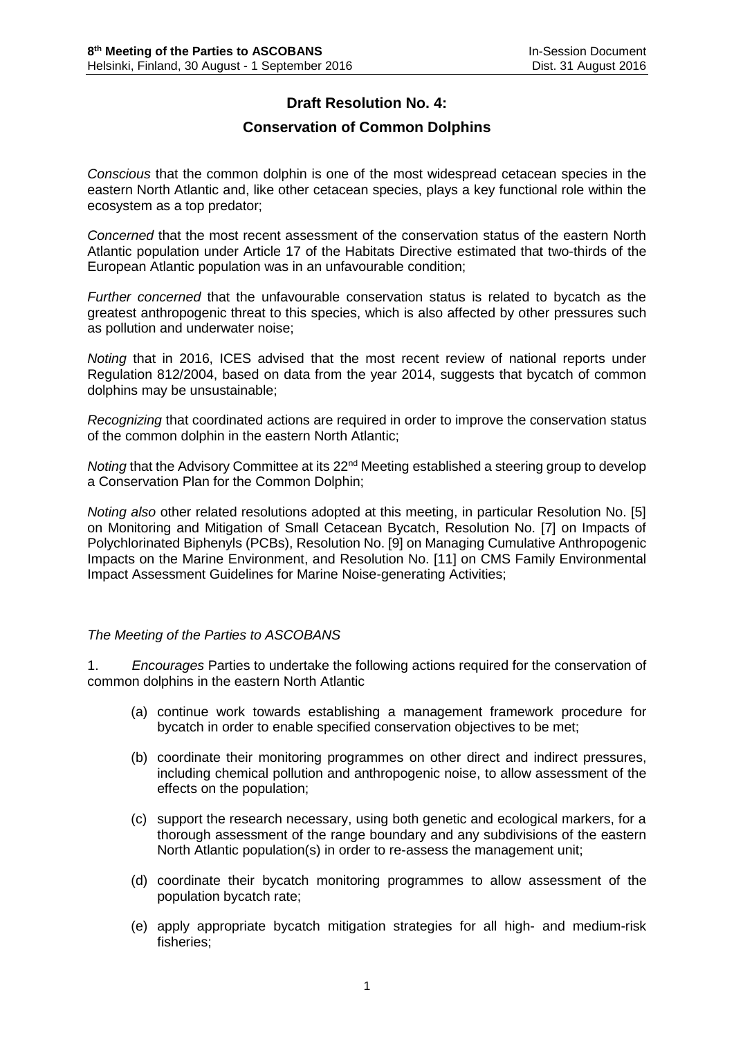## Draft Resolution No. 4:

## Conservation of Common Dolphins

*Conscious* that the common dolphin is one of the most widespread cetacean species in the eastern North Atlantic and, like other cetacean species, plays a key functional role within the ecosystem as a top predator;

*Concerned* that the most recent assessment of the conservation status of the eastern North Atlantic population under Article 17 of the Habitats Directive estimated that two-thirds of the European Atlantic population was in an unfavourable condition;

*Further concerned* that the unfavourable conservation status is related to bycatch as the greatest anthropogenic threat to this species, which is also affected by other pressures such as pollution and underwater noise;

*Noting* that in 2016, ICES advised that the most recent review of national reports under Regulation 812/2004, based on data from the year 2014, suggests that bycatch of common dolphins may be unsustainable;

*Recognizing* that coordinated actions are required in order to improve the conservation status of the common dolphin in the eastern North Atlantic;

*Noting* that the Advisory Committee at its 22nd Meeting established a steering group to develop a Conservation Plan for the Common Dolphin;

*Noting also* other related resolutions adopted at this meeting, in particular Resolution No. [5] on Monitoring and Mitigation of Small Cetacean Bycatch, Resolution No. [7] on Impacts of Polychlorinated Biphenyls (PCBs), Resolution No. [9] on Managing Cumulative Anthropogenic Impacts on the Marine Environment, and Resolution No. [11] on CMS Family Environmental Impact Assessment Guidelines for Marine Noise-generating Activities;

*The Meeting of the Parties to ASCOBANS*

1. *Encourages* Parties to undertake the following actions required for the conservation of common dolphins in the eastern North Atlantic

   (a) continue work towards establishing a management framework procedure for bycatch in order to enable specified conservation objectives to be met;

   (b) coordinate their monitoring programmes on other direct and indirect pressures, including chemical pollution and anthropogenic noise, to allow assessment of the effects on the population;

   (c) support the research necessary, using both genetic and ecological markers, for a thorough assessment of the range boundary and any subdivisions of the eastern North Atlantic population(s) in order to re-assess the management unit;

   (d) coordinate their bycatch monitoring programmes to allow assessment of the population bycatch rate;

   (e) apply appropriate bycatch mitigation strategies for all high- and medium-risk fisheries;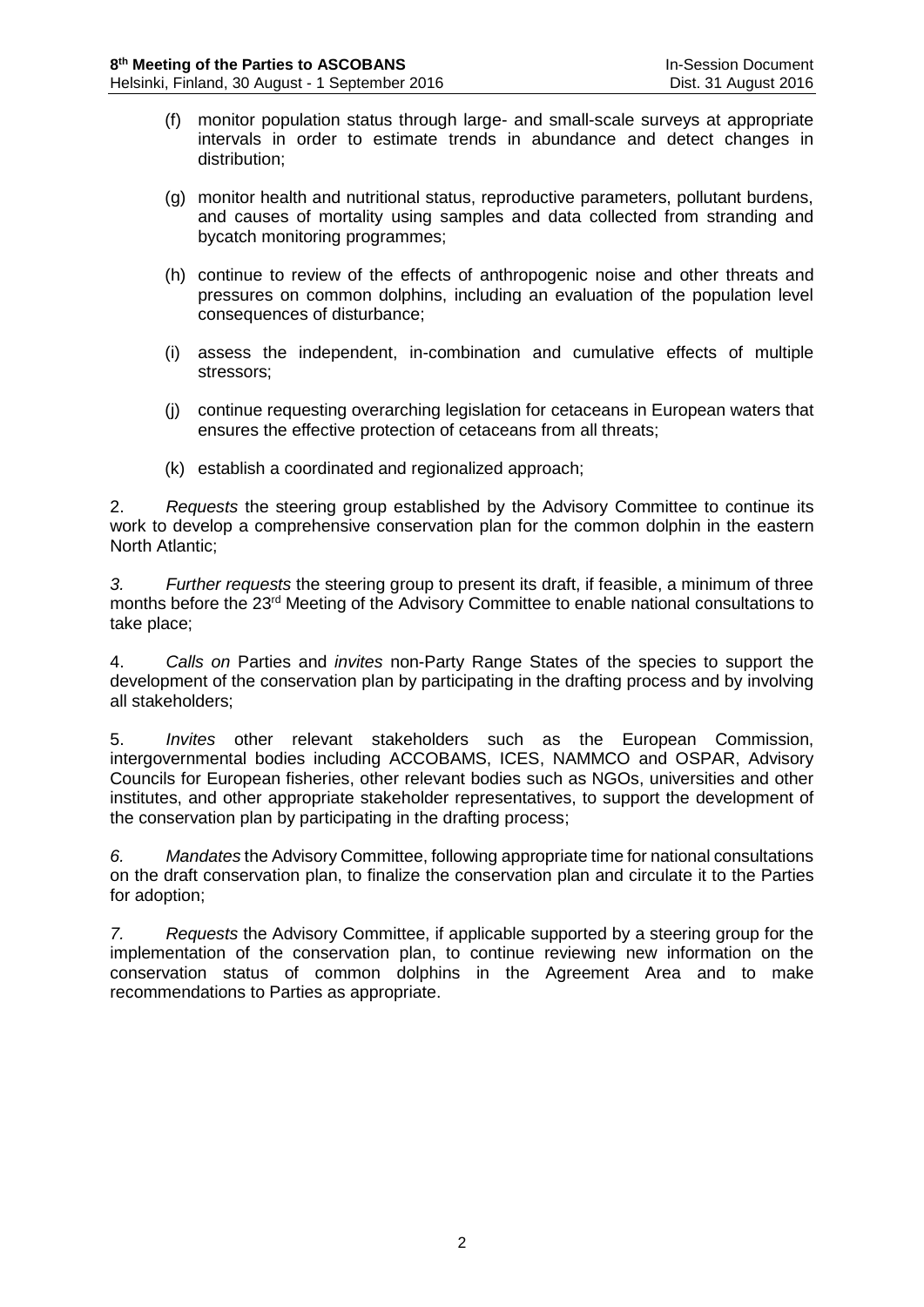(f) monitor population status through large- and small-scale surveys at appropriate intervals in order to estimate trends in abundance and detect changes in distribution;

(g) monitor health and nutritional status, reproductive parameters, pollutant burdens, and causes of mortality using samples and data collected from stranding and bycatch monitoring programmes;

(h) continue to review of the effects of anthropogenic noise and other threats and pressures on common dolphins, including an evaluation of the population level consequences of disturbance;

(i) assess the independent, in-combination and cumulative effects of multiple stressors;

(j) continue requesting overarching legislation for cetaceans in European waters that ensures the effective protection of cetaceans from all threats;

(k) establish a coordinated and regionalized approach;

2. *Requests* the steering group established by the Advisory Committee to continue its work to develop a comprehensive conservation plan for the common dolphin in the eastern North Atlantic;

*3. Further requests* the steering group to present its draft, if feasible, a minimum of three months before the 23rd Meeting of the Advisory Committee to enable national consultations to take place;

4. *Calls on* Parties and *invites* non-Party Range States of the species to support the development of the conservation plan by participating in the drafting process and by involving all stakeholders;

5. *Invites* other relevant stakeholders such as the European Commission, intergovernmental bodies including ACCOBAMS, ICES, NAMMCO and OSPAR, Advisory Councils for European fisheries, other relevant bodies such as NGOs, universities and other institutes, and other appropriate stakeholder representatives, to support the development of the conservation plan by participating in the drafting process;

*6. Mandates* the Advisory Committee, following appropriate time for national consultations on the draft conservation plan, to finalize the conservation plan and circulate it to the Parties for adoption;

*7. Requests* the Advisory Committee, if applicable supported by a steering group for the implementation of the conservation plan, to continue reviewing new information on the conservation status of common dolphins in the Agreement Area and to make recommendations to Parties as appropriate.